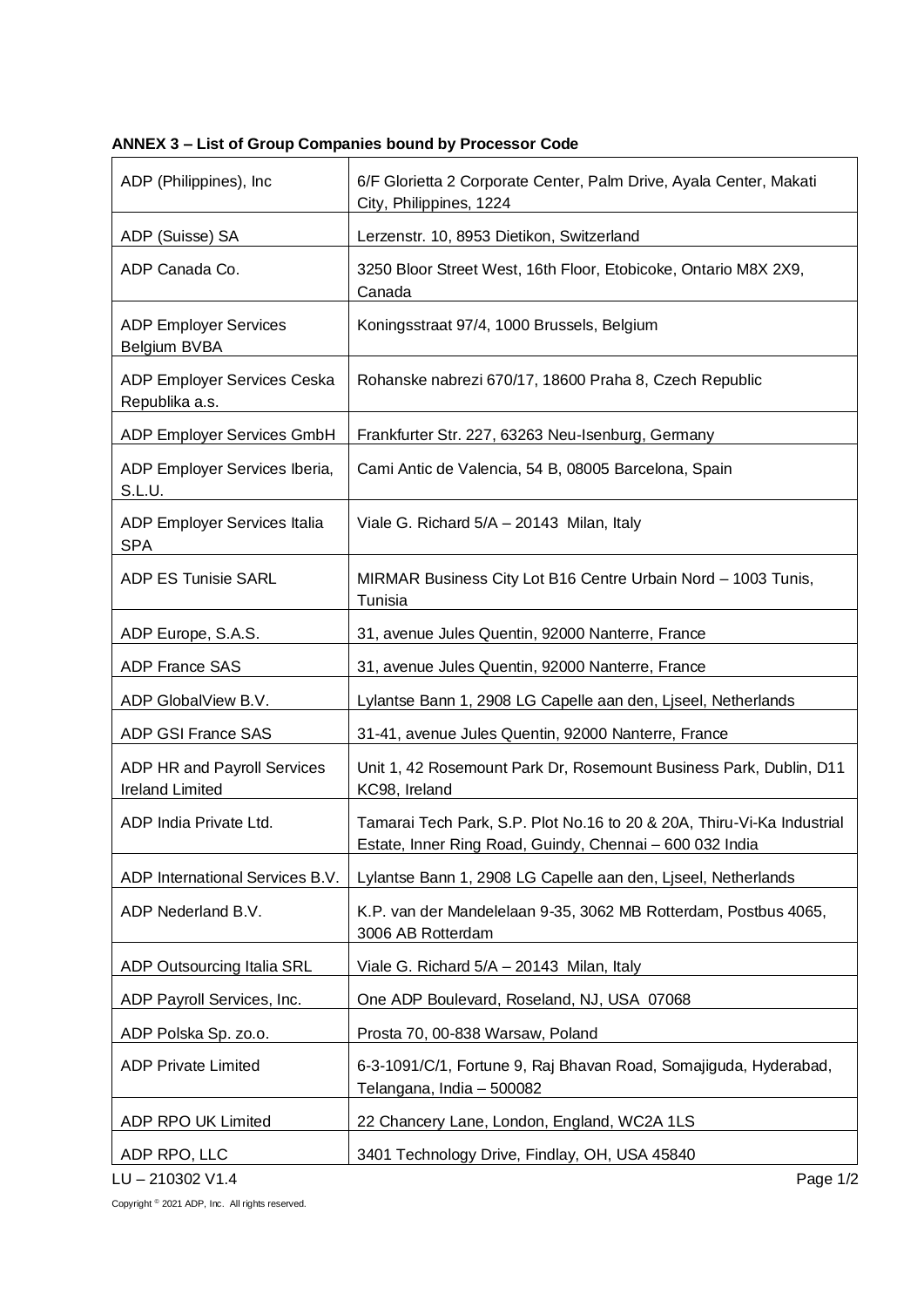**ANNEX 3 – List of Group Companies bound by Processor Code**

| | |
|---|---|
| ADP (Philippines), Inc | 6/F Glorietta 2 Corporate Center, Palm Drive, Ayala Center, Makati City, Philippines, 1224 |
| ADP (Suisse) SA | Lerzenstr. 10, 8953 Dietikon, Switzerland |
| ADP Canada Co. | 3250 Bloor Street West, 16th Floor, Etobicoke, Ontario M8X 2X9, Canada |
| ADP Employer Services Belgium BVBA | Koningsstraat 97/4, 1000 Brussels, Belgium |
| ADP Employer Services Ceska Republika a.s. | Rohanske nabrezi 670/17, 18600 Praha 8, Czech Republic |
| ADP Employer Services GmbH | Frankfurter Str. 227, 63263 Neu-Isenburg, Germany |
| ADP Employer Services Iberia, S.L.U. | Cami Antic de Valencia, 54 B, 08005 Barcelona, Spain |
| ADP Employer Services Italia SPA | Viale G. Richard 5/A – 20143 Milan, Italy |
| ADP ES Tunisie SARL | MIRMAR Business City Lot B16 Centre Urbain Nord – 1003 Tunis, Tunisia |
| ADP Europe, S.A.S. | 31, avenue Jules Quentin, 92000 Nanterre, France |
| ADP France SAS | 31, avenue Jules Quentin, 92000 Nanterre, France |
| ADP GlobalView B.V. | Lylantse Bann 1, 2908 LG Capelle aan den, Ljseel, Netherlands |
| ADP GSI France SAS | 31-41, avenue Jules Quentin, 92000 Nanterre, France |
| ADP HR and Payroll Services Ireland Limited | Unit 1, 42 Rosemount Park Dr, Rosemount Business Park, Dublin, D11 KC98, Ireland |
| ADP India Private Ltd. | Tamarai Tech Park, S.P. Plot No.16 to 20 & 20A, Thiru-Vi-Ka Industrial Estate, Inner Ring Road, Guindy, Chennai – 600 032 India |
| ADP International Services B.V. | Lylantse Bann 1, 2908 LG Capelle aan den, Ljseel, Netherlands |
| ADP Nederland B.V. | K.P. van der Mandelelaan 9-35, 3062 MB Rotterdam, Postbus 4065, 3006 AB Rotterdam |
| ADP Outsourcing Italia SRL | Viale G. Richard 5/A – 20143 Milan, Italy |
| ADP Payroll Services, Inc. | One ADP Boulevard, Roseland, NJ, USA 07068 |
| ADP Polska Sp. zo.o. | Prosta 70, 00-838 Warsaw, Poland |
| ADP Private Limited | 6-3-1091/C/1, Fortune 9, Raj Bhavan Road, Somajiguda, Hyderabad, Telangana, India – 500082 |
| ADP RPO UK Limited | 22 Chancery Lane, London, England, WC2A 1LS |
| ADP RPO, LLC | 3401 Technology Drive, Findlay, OH, USA 45840 |

LU – 210302 V1.4

Copyright © 2021 ADP, Inc. All rights reserved.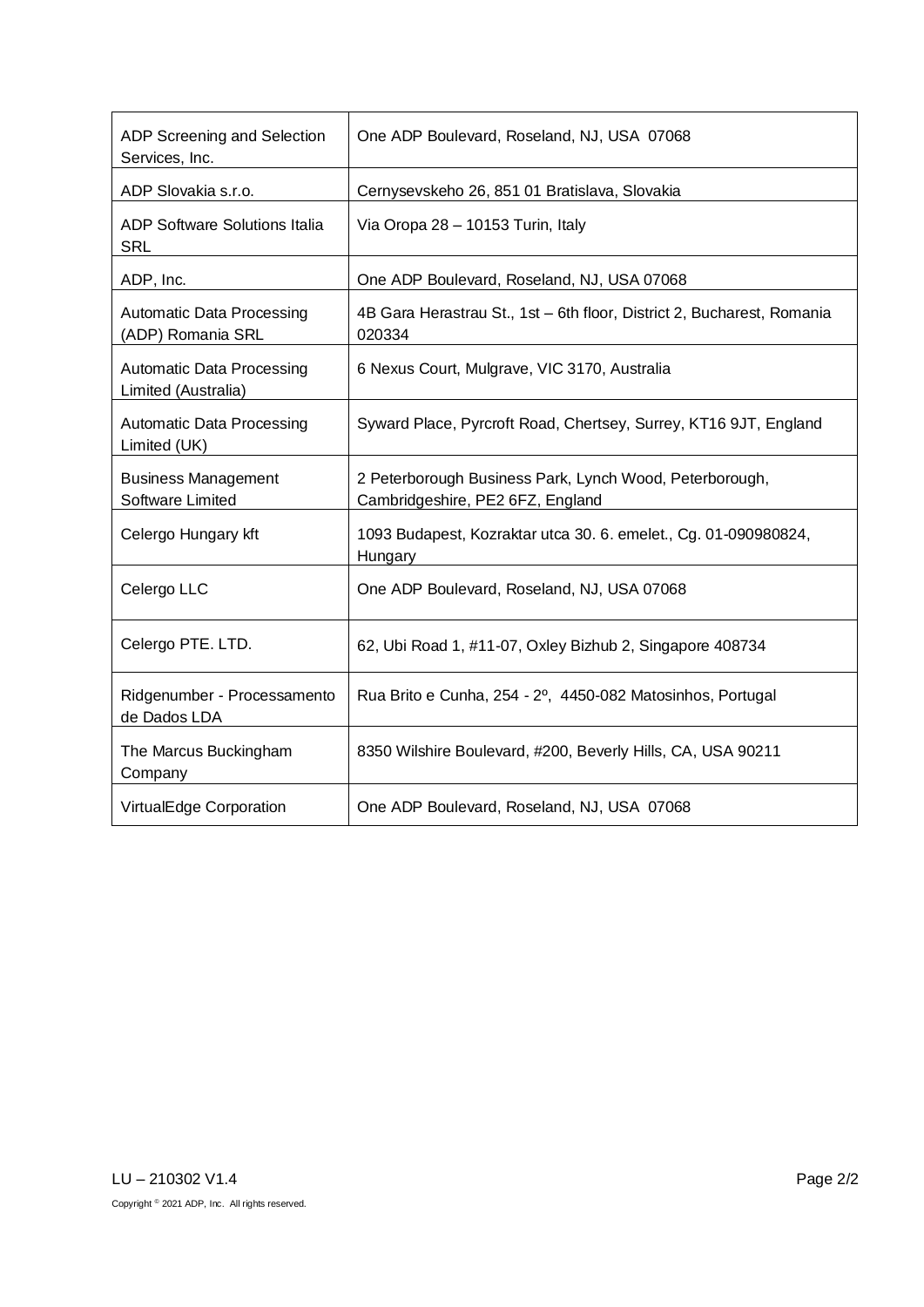| | |
|---|---|
| ADP Screening and Selection Services, Inc. | One ADP Boulevard, Roseland, NJ, USA 07068 |
| ADP Slovakia s.r.o. | Cernysevskeho 26, 851 01 Bratislava, Slovakia |
| ADP Software Solutions Italia SRL | Via Oropa 28 – 10153 Turin, Italy |
| ADP, Inc. | One ADP Boulevard, Roseland, NJ, USA 07068 |
| Automatic Data Processing (ADP) Romania SRL | 4B Gara Herastrau St., 1st – 6th floor, District 2, Bucharest, Romania 020334 |
| Automatic Data Processing Limited (Australia) | 6 Nexus Court, Mulgrave, VIC 3170, Australia |
| Automatic Data Processing Limited (UK) | Syward Place, Pyrcroft Road, Chertsey, Surrey, KT16 9JT, England |
| Business Management Software Limited | 2 Peterborough Business Park, Lynch Wood, Peterborough, Cambridgeshire, PE2 6FZ, England |
| Celergo Hungary kft | 1093 Budapest, Kozraktar utca 30. 6. emelet., Cg. 01-090980824, Hungary |
| Celergo LLC | One ADP Boulevard, Roseland, NJ, USA 07068 |
| Celergo PTE. LTD. | 62, Ubi Road 1, #11-07, Oxley Bizhub 2, Singapore 408734 |
| Ridgenumber - Processamento de Dados LDA | Rua Brito e Cunha, 254 - 2º, 4450-082 Matosinhos, Portugal |
| The Marcus Buckingham Company | 8350 Wilshire Boulevard, #200, Beverly Hills, CA, USA 90211 |
| VirtualEdge Corporation | One ADP Boulevard, Roseland, NJ, USA 07068 |

LU – 210302 V1.4

Copyright © 2021 ADP, Inc. All rights reserved.